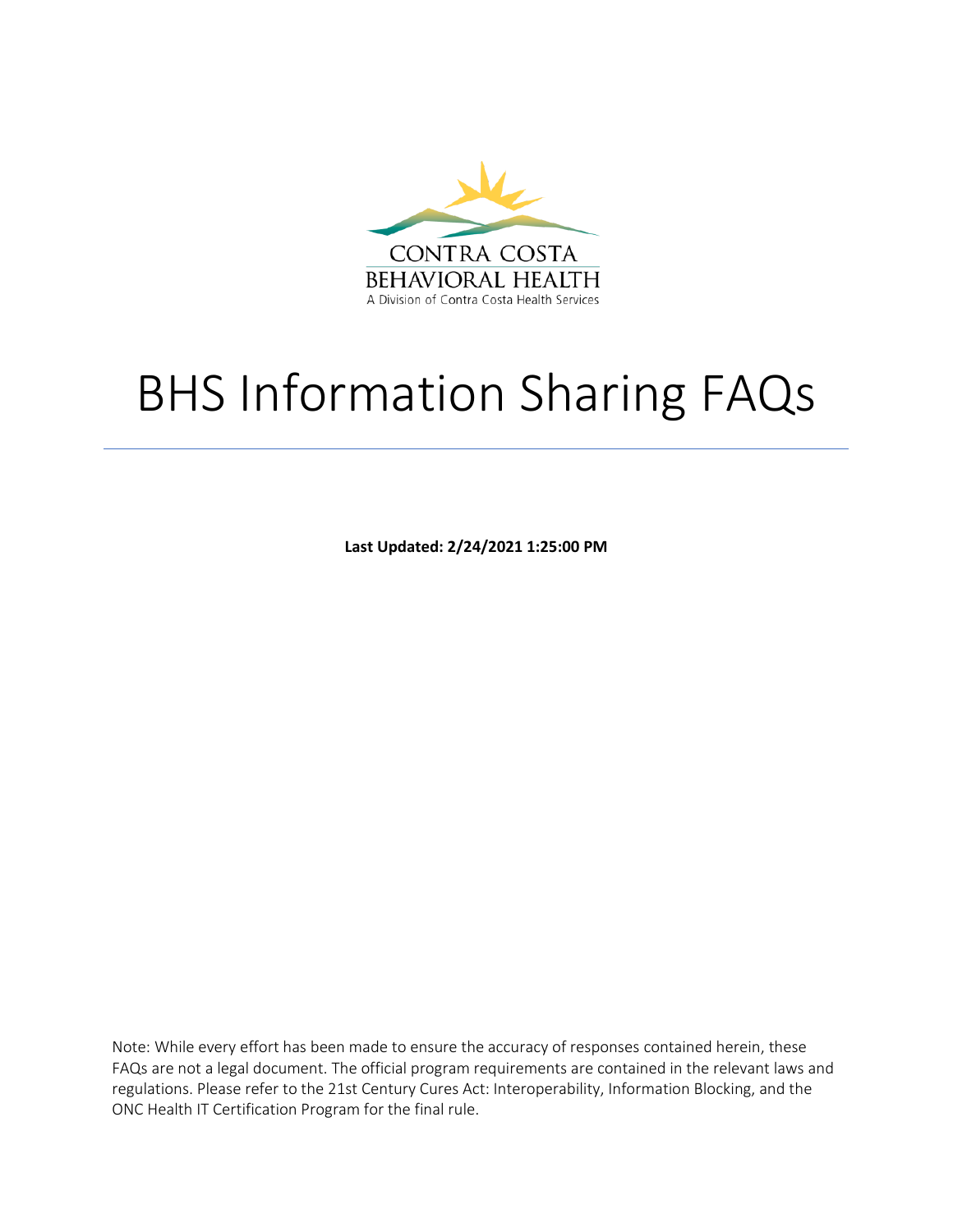CONTRA COSTA
BEHAVIORAL HEALTH
A Division of Contra Costa Health Services

# BHS Information Sharing FAQs

**Last Updated: 2/24/2021 1:25:00 PM**

Note: While every effort has been made to ensure the accuracy of responses contained herein, these FAQs are not a legal document. The official program requirements are contained in the relevant laws and regulations. Please refer to the 21st Century Cures Act: Interoperability, Information Blocking, and the ONC Health IT Certification Program for the final rule.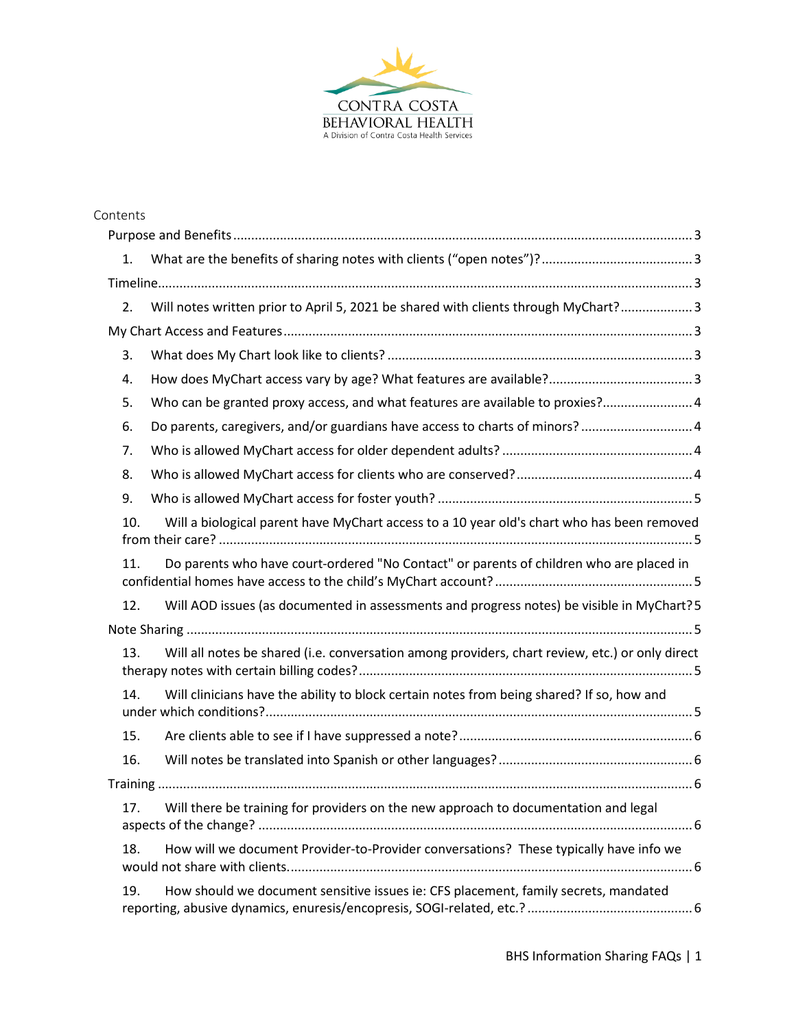Contents

Purpose and Benefits ........................................................................................................ 3

1. What are the benefits of sharing notes with clients ("open notes")? ................................ 3

Timeline .......................................................................................................................... 3

2. Will notes written prior to April 5, 2021 be shared with clients through MyChart? ............ 3

My Chart Access and Features ........................................................................................ 3

3. What does My Chart look like to clients? ...................................................................... 3

4. How does MyChart access vary by age? What features are available? ............................ 3

5. Who can be granted proxy access, and what features are available to proxies? ............... 4

6. Do parents, caregivers, and/or guardians have access to charts of minors? .................... 4

7. Who is allowed MyChart access for older dependent adults? ......................................... 4

8. Who is allowed MyChart access for clients who are conserved? ..................................... 4

9. Who is allowed MyChart access for foster youth? ......................................................... 5

10. Will a biological parent have MyChart access to a 10 year old's chart who has been removed from their care? ............................................................................................................ 5

11. Do parents who have court-ordered "No Contact" or parents of children who are placed in confidential homes have access to the child's MyChart account? ........................................ 5

12. Will AOD issues (as documented in assessments and progress notes) be visible in MyChart? 5

Note Sharing .................................................................................................................. 5

13. Will all notes be shared (i.e. conversation among providers, chart review, etc.) or only direct therapy notes with certain billing codes? ...................................................................... 5

14. Will clinicians have the ability to block certain notes from being shared? If so, how and under which conditions? ................................................................................................ 5

15. Are clients able to see if I have suppressed a note? ..................................................... 6

16. Will notes be translated into Spanish or other languages? ............................................ 6

Training .......................................................................................................................... 6

17. Will there be training for providers on the new approach to documentation and legal aspects of the change? .................................................................................................. 6

18. How will we document Provider-to-Provider conversations? These typically have info we would not share with clients. .......................................................................................... 6

19. How should we document sensitive issues ie: CFS placement, family secrets, mandated reporting, abusive dynamics, enuresis/encopresis, SOGI-related, etc.? .................................. 6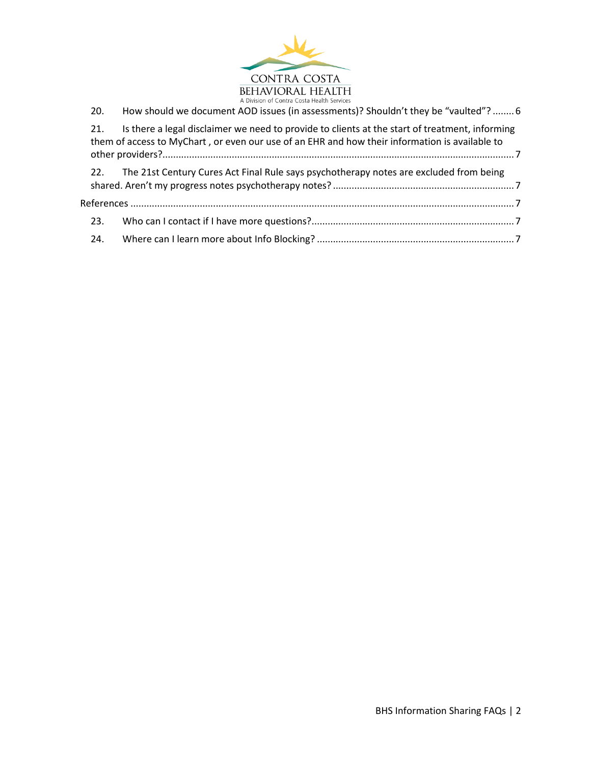20. How should we document AOD issues (in assessments)? Shouldn't they be "vaulted"? ........ 6

21. Is there a legal disclaimer we need to provide to clients at the start of treatment, informing them of access to MyChart , or even our use of an EHR and how their information is available to other providers? ........ 7

22. The 21st Century Cures Act Final Rule says psychotherapy notes are excluded from being shared. Aren't my progress notes psychotherapy notes? ........ 7

References ........ 7

23. Who can I contact if I have more questions? ........ 7

24. Where can I learn more about Info Blocking? ........ 7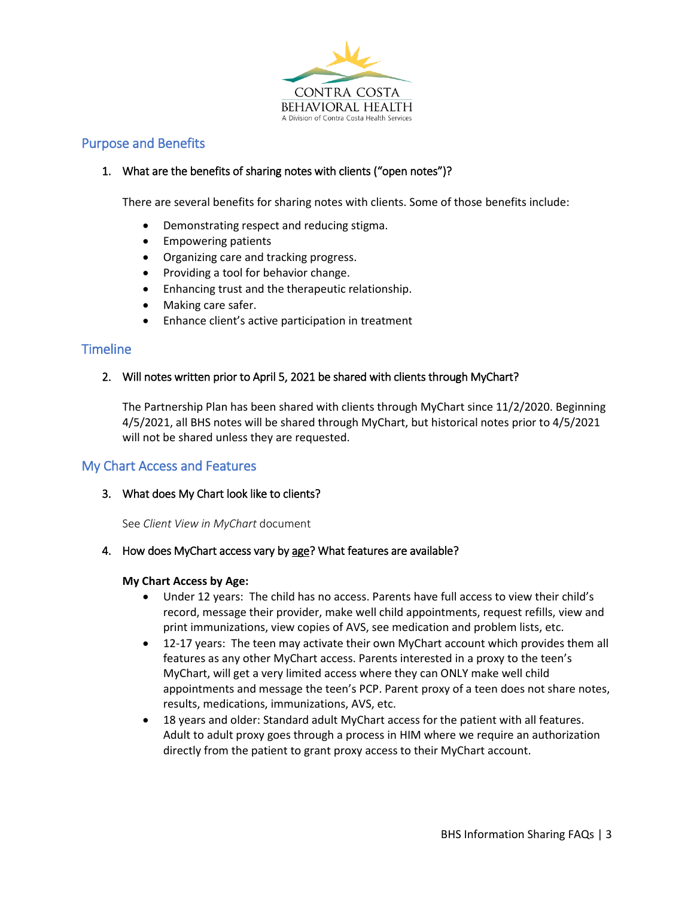CONTRA COSTA BEHAVIORAL HEALTH
A Division of Contra Costa Health Services

## Purpose and Benefits

1. What are the benefits of sharing notes with clients ("open notes")?

   There are several benefits for sharing notes with clients. Some of those benefits include:

   - Demonstrating respect and reducing stigma.
   - Empowering patients
   - Organizing care and tracking progress.
   - Providing a tool for behavior change.
   - Enhancing trust and the therapeutic relationship.
   - Making care safer.
   - Enhance client's active participation in treatment

## Timeline

2. Will notes written prior to April 5, 2021 be shared with clients through MyChart?

   The Partnership Plan has been shared with clients through MyChart since 11/2/2020. Beginning 4/5/2021, all BHS notes will be shared through MyChart, but historical notes prior to 4/5/2021 will not be shared unless they are requested.

## My Chart Access and Features

3. What does My Chart look like to clients?

   See *Client View in MyChart* document

4. How does MyChart access vary by age? What features are available?

   **My Chart Access by Age:**

   - Under 12 years: The child has no access. Parents have full access to view their child's record, message their provider, make well child appointments, request refills, view and print immunizations, view copies of AVS, see medication and problem lists, etc.
   - 12-17 years: The teen may activate their own MyChart account which provides them all features as any other MyChart access. Parents interested in a proxy to the teen's MyChart, will get a very limited access where they can ONLY make well child appointments and message the teen's PCP. Parent proxy of a teen does not share notes, results, medications, immunizations, AVS, etc.
   - 18 years and older: Standard adult MyChart access for the patient with all features. Adult to adult proxy goes through a process in HIM where we require an authorization directly from the patient to grant proxy access to their MyChart account.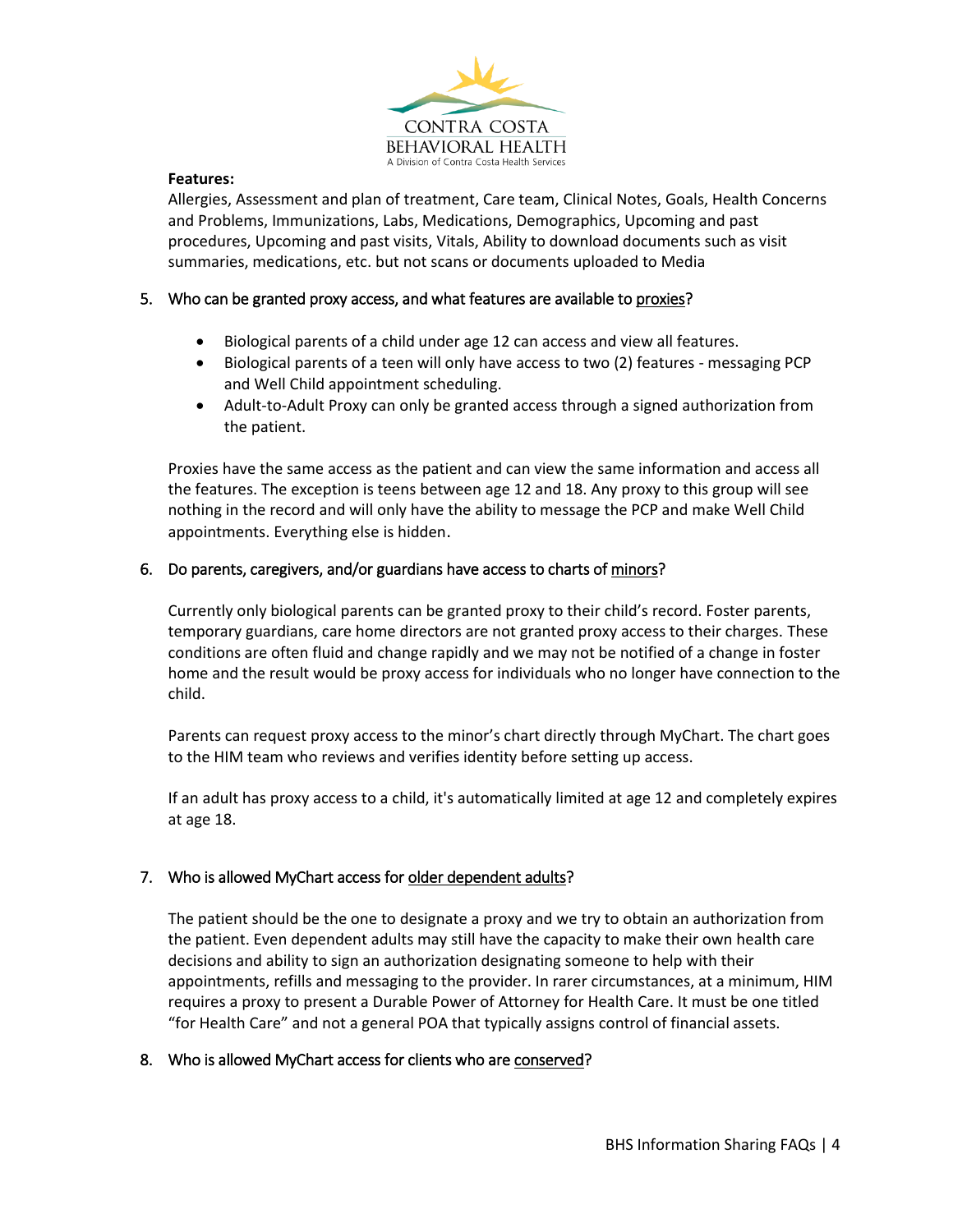**Features:**

Allergies, Assessment and plan of treatment, Care team, Clinical Notes, Goals, Health Concerns and Problems, Immunizations, Labs, Medications, Demographics, Upcoming and past procedures, Upcoming and past visits, Vitals, Ability to download documents such as visit summaries, medications, etc. but not scans or documents uploaded to Media

5. Who can be granted proxy access, and what features are available to proxies?

   - Biological parents of a child under age 12 can access and view all features.
   - Biological parents of a teen will only have access to two (2) features - messaging PCP and Well Child appointment scheduling.
   - Adult-to-Adult Proxy can only be granted access through a signed authorization from the patient.

   Proxies have the same access as the patient and can view the same information and access all the features. The exception is teens between age 12 and 18. Any proxy to this group will see nothing in the record and will only have the ability to message the PCP and make Well Child appointments. Everything else is hidden.

6. Do parents, caregivers, and/or guardians have access to charts of minors?

   Currently only biological parents can be granted proxy to their child's record. Foster parents, temporary guardians, care home directors are not granted proxy access to their charges. These conditions are often fluid and change rapidly and we may not be notified of a change in foster home and the result would be proxy access for individuals who no longer have connection to the child.

   Parents can request proxy access to the minor's chart directly through MyChart. The chart goes to the HIM team who reviews and verifies identity before setting up access.

   If an adult has proxy access to a child, it's automatically limited at age 12 and completely expires at age 18.

7. Who is allowed MyChart access for older dependent adults?

   The patient should be the one to designate a proxy and we try to obtain an authorization from the patient. Even dependent adults may still have the capacity to make their own health care decisions and ability to sign an authorization designating someone to help with their appointments, refills and messaging to the provider. In rarer circumstances, at a minimum, HIM requires a proxy to present a Durable Power of Attorney for Health Care. It must be one titled "for Health Care" and not a general POA that typically assigns control of financial assets.

8. Who is allowed MyChart access for clients who are conserved?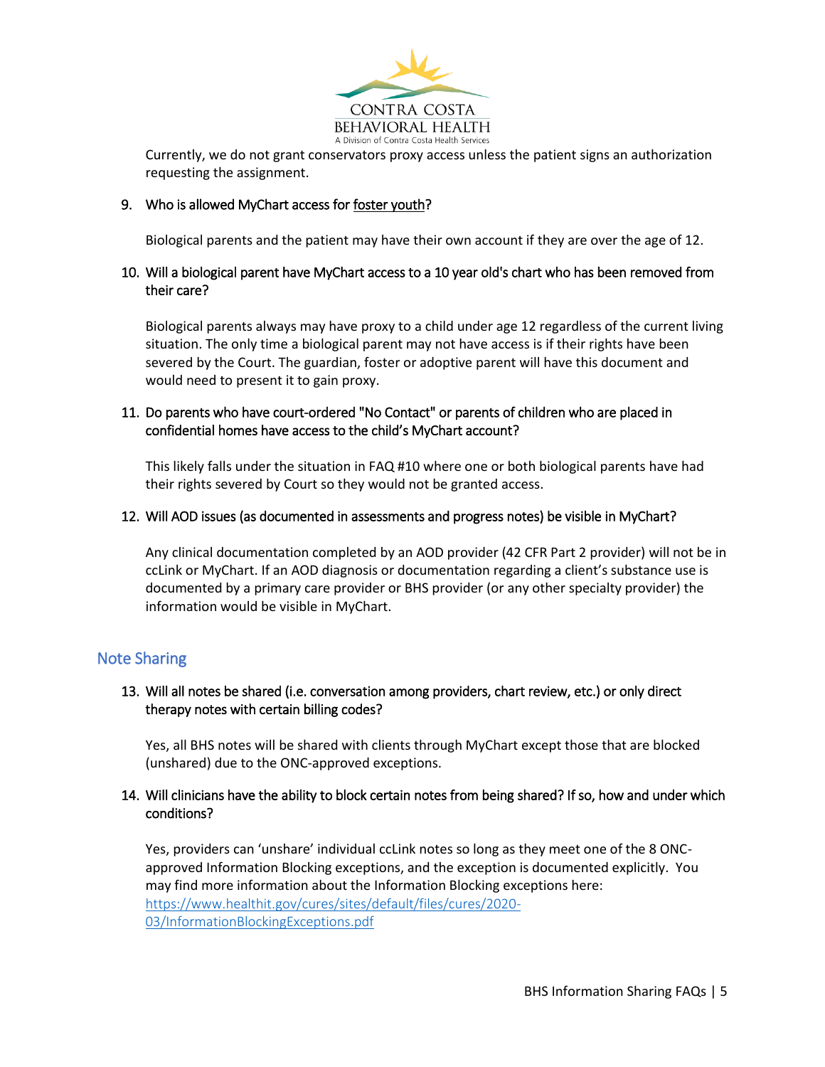Currently, we do not grant conservators proxy access unless the patient signs an authorization requesting the assignment.

9. Who is allowed MyChart access for foster youth?

   Biological parents and the patient may have their own account if they are over the age of 12.

10. Will a biological parent have MyChart access to a 10 year old's chart who has been removed from their care?

    Biological parents always may have proxy to a child under age 12 regardless of the current living situation. The only time a biological parent may not have access is if their rights have been severed by the Court. The guardian, foster or adoptive parent will have this document and would need to present it to gain proxy.

11. Do parents who have court-ordered "No Contact" or parents of children who are placed in confidential homes have access to the child's MyChart account?

    This likely falls under the situation in FAQ #10 where one or both biological parents have had their rights severed by Court so they would not be granted access.

12. Will AOD issues (as documented in assessments and progress notes) be visible in MyChart?

    Any clinical documentation completed by an AOD provider (42 CFR Part 2 provider) will not be in ccLink or MyChart. If an AOD diagnosis or documentation regarding a client's substance use is documented by a primary care provider or BHS provider (or any other specialty provider) the information would be visible in MyChart.

## Note Sharing

13. Will all notes be shared (i.e. conversation among providers, chart review, etc.) or only direct therapy notes with certain billing codes?

    Yes, all BHS notes will be shared with clients through MyChart except those that are blocked (unshared) due to the ONC-approved exceptions.

14. Will clinicians have the ability to block certain notes from being shared? If so, how and under which conditions?

    Yes, providers can 'unshare' individual ccLink notes so long as they meet one of the 8 ONC-approved Information Blocking exceptions, and the exception is documented explicitly. You may find more information about the Information Blocking exceptions here: https://www.healthit.gov/cures/sites/default/files/cures/2020-03/InformationBlockingExceptions.pdf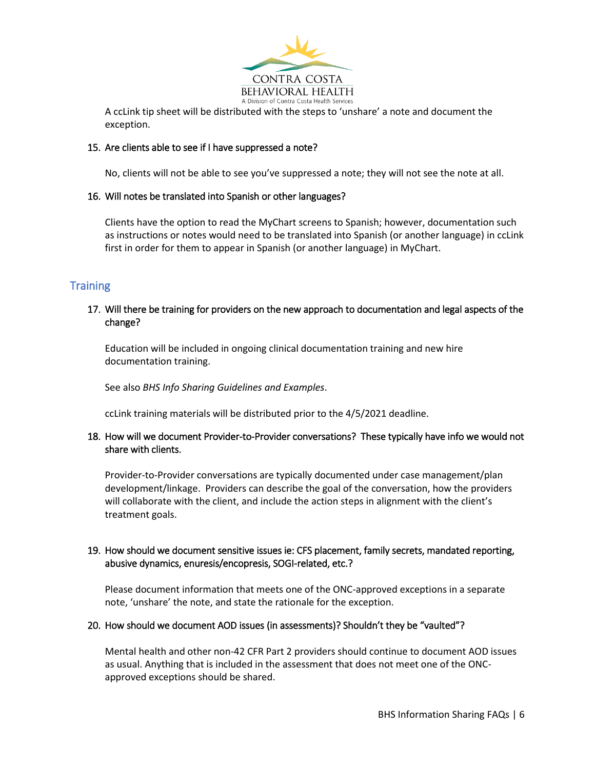A ccLink tip sheet will be distributed with the steps to 'unshare' a note and document the exception.

15. Are clients able to see if I have suppressed a note?

    No, clients will not be able to see you've suppressed a note; they will not see the note at all.

16. Will notes be translated into Spanish or other languages?

    Clients have the option to read the MyChart screens to Spanish; however, documentation such as instructions or notes would need to be translated into Spanish (or another language) in ccLink first in order for them to appear in Spanish (or another language) in MyChart.

## Training

17. Will there be training for providers on the new approach to documentation and legal aspects of the change?

    Education will be included in ongoing clinical documentation training and new hire documentation training.

    See also *BHS Info Sharing Guidelines and Examples*.

    ccLink training materials will be distributed prior to the 4/5/2021 deadline.

18. How will we document Provider-to-Provider conversations? These typically have info we would not share with clients.

    Provider-to-Provider conversations are typically documented under case management/plan development/linkage. Providers can describe the goal of the conversation, how the providers will collaborate with the client, and include the action steps in alignment with the client's treatment goals.

19. How should we document sensitive issues ie: CFS placement, family secrets, mandated reporting, abusive dynamics, enuresis/encopresis, SOGI-related, etc.?

    Please document information that meets one of the ONC-approved exceptions in a separate note, 'unshare' the note, and state the rationale for the exception.

20. How should we document AOD issues (in assessments)? Shouldn't they be "vaulted"?

    Mental health and other non-42 CFR Part 2 providers should continue to document AOD issues as usual. Anything that is included in the assessment that does not meet one of the ONC-approved exceptions should be shared.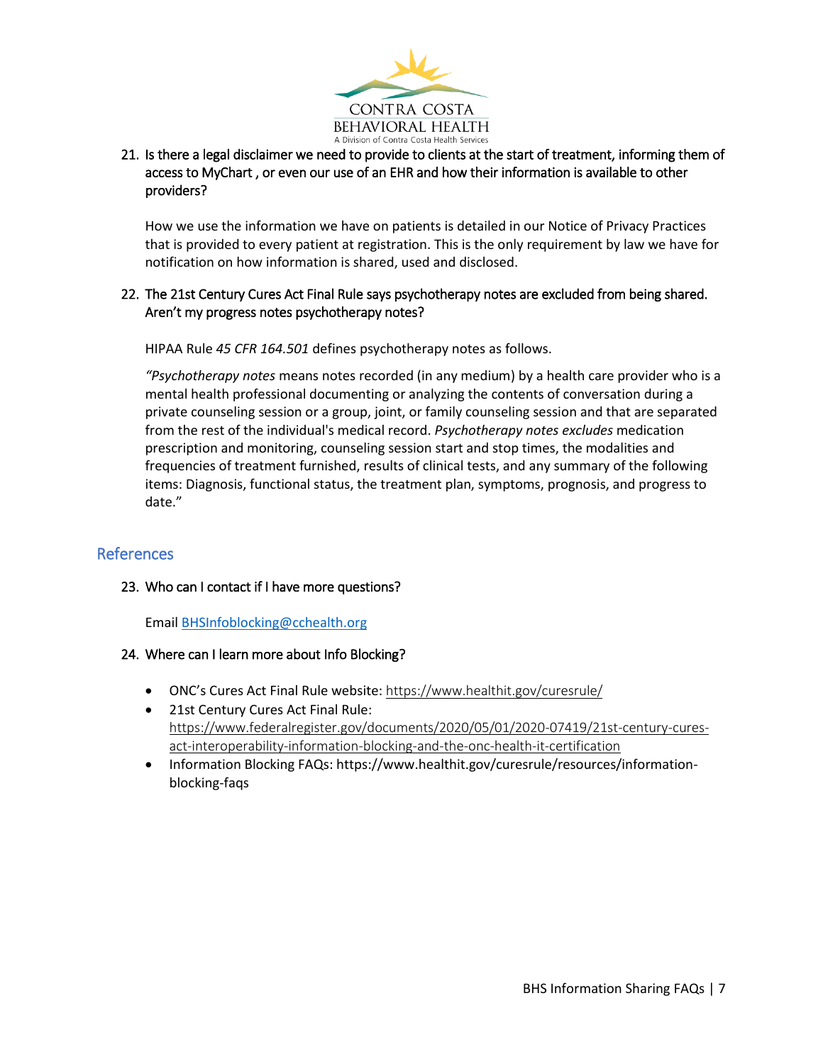21. Is there a legal disclaimer we need to provide to clients at the start of treatment, informing them of access to MyChart , or even our use of an EHR and how their information is available to other providers?

    How we use the information we have on patients is detailed in our Notice of Privacy Practices that is provided to every patient at registration. This is the only requirement by law we have for notification on how information is shared, used and disclosed.

22. The 21st Century Cures Act Final Rule says psychotherapy notes are excluded from being shared. Aren't my progress notes psychotherapy notes?

    HIPAA Rule *45 CFR 164.501* defines psychotherapy notes as follows.

    *"Psychotherapy notes* means notes recorded (in any medium) by a health care provider who is a mental health professional documenting or analyzing the contents of conversation during a private counseling session or a group, joint, or family counseling session and that are separated from the rest of the individual's medical record. *Psychotherapy notes excludes* medication prescription and monitoring, counseling session start and stop times, the modalities and frequencies of treatment furnished, results of clinical tests, and any summary of the following items: Diagnosis, functional status, the treatment plan, symptoms, prognosis, and progress to date."

## References

23. Who can I contact if I have more questions?

    Email BHSInfoblocking@cchealth.org

24. Where can I learn more about Info Blocking?

    - ONC's Cures Act Final Rule website: https://www.healthit.gov/curesrule/
    - 21st Century Cures Act Final Rule: https://www.federalregister.gov/documents/2020/05/01/2020-07419/21st-century-cures-act-interoperability-information-blocking-and-the-onc-health-it-certification
    - Information Blocking FAQs: https://www.healthit.gov/curesrule/resources/information-blocking-faqs